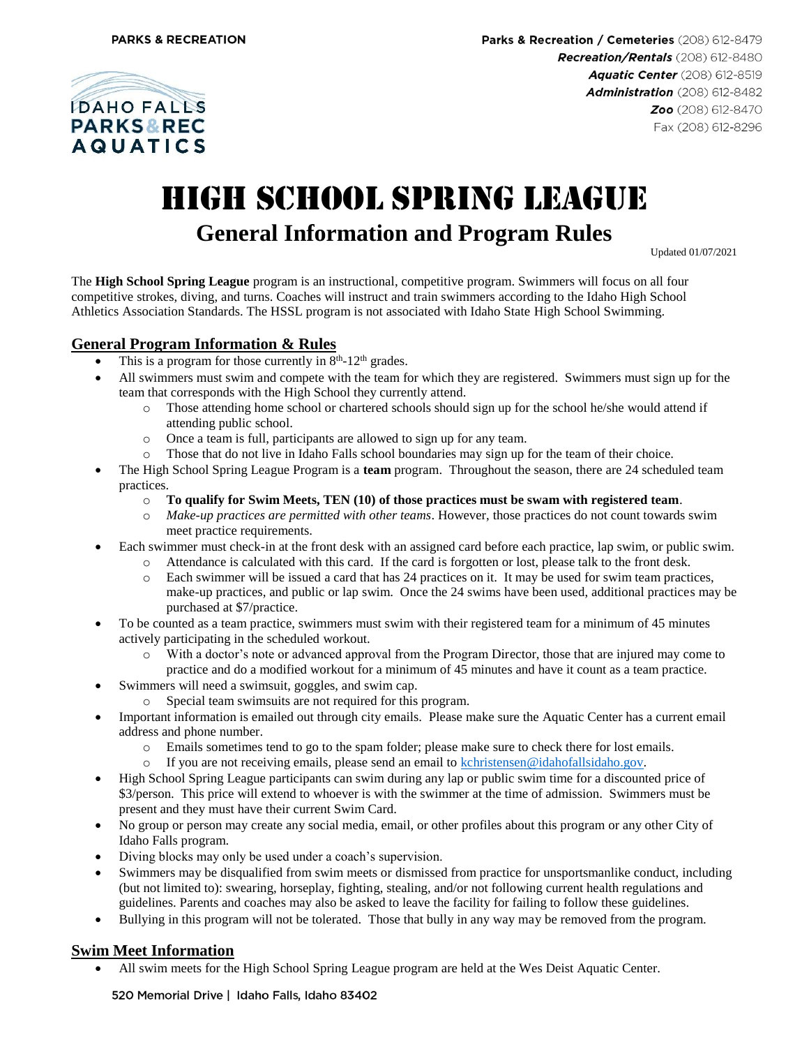PARKS & RECREATION

IDAHO FALLS PARKS & REC AQUATICS

**Parks & Recreation / Cemeteries** (208) 612-8479
***Recreation/Rentals*** (208) 612-8480
***Aquatic Center*** (208) 612-8519
***Administration*** (208) 612-8482
***Zoo*** (208) 612-8470
Fax (208) 612-8296

# HIGH SCHOOL SPRING LEAGUE

## General Information and Program Rules

Updated 01/07/2021

The **High School Spring League** program is an instructional, competitive program. Swimmers will focus on all four competitive strokes, diving, and turns. Coaches will instruct and train swimmers according to the Idaho High School Athletics Association Standards. The HSSL program is not associated with Idaho State High School Swimming.

### General Program Information & Rules

- This is a program for those currently in 8th-12th grades.
- All swimmers must swim and compete with the team for which they are registered. Swimmers must sign up for the team that corresponds with the High School they currently attend.
  - Those attending home school or chartered schools should sign up for the school he/she would attend if attending public school.
  - Once a team is full, participants are allowed to sign up for any team.
  - Those that do not live in Idaho Falls school boundaries may sign up for the team of their choice.
- The High School Spring League Program is a **team** program. Throughout the season, there are 24 scheduled team practices.
  - **To qualify for Swim Meets, TEN (10) of those practices must be swam with registered team**.
  - *Make-up practices are permitted with other teams*. However, those practices do not count towards swim meet practice requirements.
- Each swimmer must check-in at the front desk with an assigned card before each practice, lap swim, or public swim.
  - Attendance is calculated with this card. If the card is forgotten or lost, please talk to the front desk.
  - Each swimmer will be issued a card that has 24 practices on it. It may be used for swim team practices, make-up practices, and public or lap swim. Once the 24 swims have been used, additional practices may be purchased at $7/practice.
- To be counted as a team practice, swimmers must swim with their registered team for a minimum of 45 minutes actively participating in the scheduled workout.
  - With a doctor's note or advanced approval from the Program Director, those that are injured may come to practice and do a modified workout for a minimum of 45 minutes and have it count as a team practice.
- Swimmers will need a swimsuit, goggles, and swim cap.
  - Special team swimsuits are not required for this program.
- Important information is emailed out through city emails. Please make sure the Aquatic Center has a current email address and phone number.
  - Emails sometimes tend to go to the spam folder; please make sure to check there for lost emails.
  - If you are not receiving emails, please send an email to kchristensen@idahofallsidaho.gov.
- High School Spring League participants can swim during any lap or public swim time for a discounted price of $3/person. This price will extend to whoever is with the swimmer at the time of admission. Swimmers must be present and they must have their current Swim Card.
- No group or person may create any social media, email, or other profiles about this program or any other City of Idaho Falls program.
- Diving blocks may only be used under a coach's supervision.
- Swimmers may be disqualified from swim meets or dismissed from practice for unsportsmanlike conduct, including (but not limited to): swearing, horseplay, fighting, stealing, and/or not following current health regulations and guidelines. Parents and coaches may also be asked to leave the facility for failing to follow these guidelines.
- Bullying in this program will not be tolerated. Those that bully in any way may be removed from the program.

### Swim Meet Information

- All swim meets for the High School Spring League program are held at the Wes Deist Aquatic Center.

520 Memorial Drive | Idaho Falls, Idaho 83402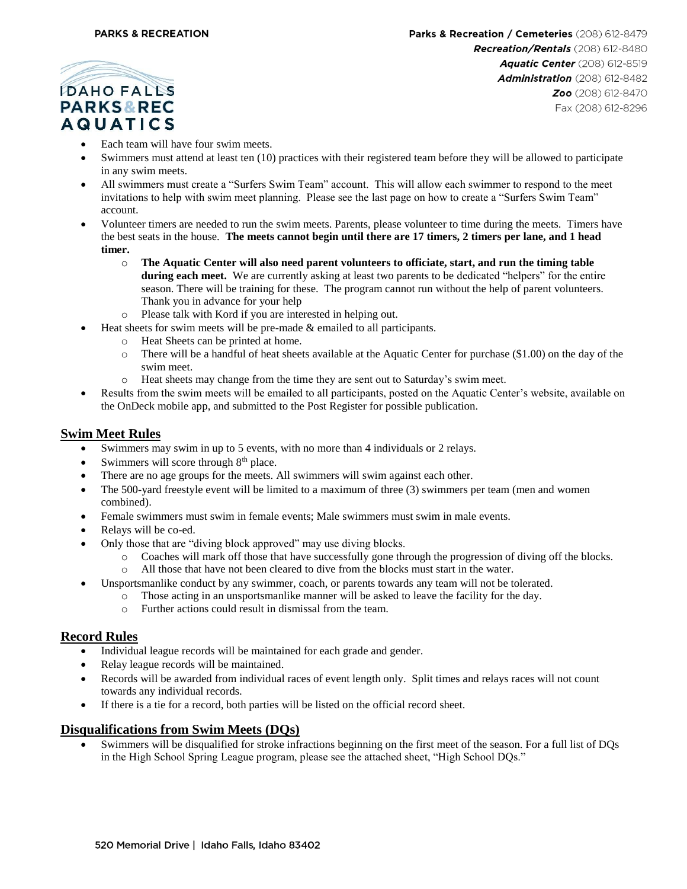- Each team will have four swim meets.
- Swimmers must attend at least ten (10) practices with their registered team before they will be allowed to participate in any swim meets.
- All swimmers must create a "Surfers Swim Team" account. This will allow each swimmer to respond to the meet invitations to help with swim meet planning. Please see the last page on how to create a "Surfers Swim Team" account.
- Volunteer timers are needed to run the swim meets. Parents, please volunteer to time during the meets. Timers have the best seats in the house. **The meets cannot begin until there are 17 timers, 2 timers per lane, and 1 head timer.**
    - **The Aquatic Center will also need parent volunteers to officiate, start, and run the timing table during each meet.** We are currently asking at least two parents to be dedicated "helpers" for the entire season. There will be training for these. The program cannot run without the help of parent volunteers. Thank you in advance for your help
    - Please talk with Kord if you are interested in helping out.
- Heat sheets for swim meets will be pre-made & emailed to all participants.
    - Heat Sheets can be printed at home.
    - There will be a handful of heat sheets available at the Aquatic Center for purchase ($1.00) on the day of the swim meet.
    - Heat sheets may change from the time they are sent out to Saturday's swim meet.
- Results from the swim meets will be emailed to all participants, posted on the Aquatic Center's website, available on the OnDeck mobile app, and submitted to the Post Register for possible publication.

## Swim Meet Rules

- Swimmers may swim in up to 5 events, with no more than 4 individuals or 2 relays.
- Swimmers will score through 8th place.
- There are no age groups for the meets. All swimmers will swim against each other.
- The 500-yard freestyle event will be limited to a maximum of three (3) swimmers per team (men and women combined).
- Female swimmers must swim in female events; Male swimmers must swim in male events.
- Relays will be co-ed.
- Only those that are "diving block approved" may use diving blocks.
    - Coaches will mark off those that have successfully gone through the progression of diving off the blocks.
    - All those that have not been cleared to dive from the blocks must start in the water.
- Unsportsmanlike conduct by any swimmer, coach, or parents towards any team will not be tolerated.
    - Those acting in an unsportsmanlike manner will be asked to leave the facility for the day.
    - Further actions could result in dismissal from the team.

## Record Rules

- Individual league records will be maintained for each grade and gender.
- Relay league records will be maintained.
- Records will be awarded from individual races of event length only. Split times and relays races will not count towards any individual records.
- If there is a tie for a record, both parties will be listed on the official record sheet.

## Disqualifications from Swim Meets (DQs)

- Swimmers will be disqualified for stroke infractions beginning on the first meet of the season. For a full list of DQs in the High School Spring League program, please see the attached sheet, "High School DQs."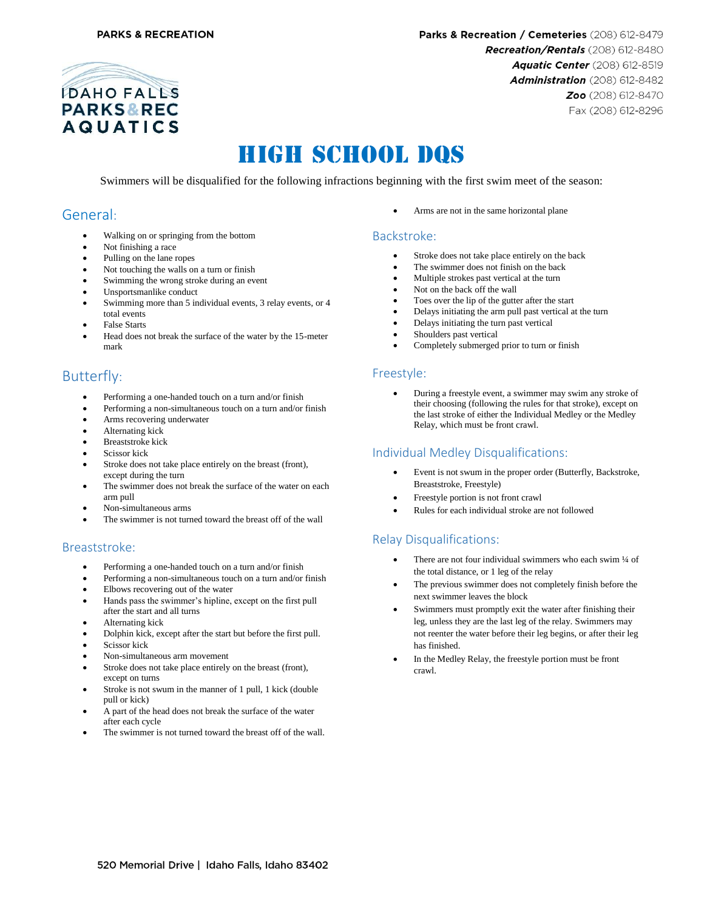PARKS & RECREATION

**Parks & Recreation / Cemeteries** (208) 612-8479
***Recreation/Rentals*** (208) 612-8480
***Aquatic Center*** (208) 612-8519
***Administration*** (208) 612-8482
***Zoo*** (208) 612-8470
Fax (208) 612-8296

# HIGH SCHOOL DQS

Swimmers will be disqualified for the following infractions beginning with the first swim meet of the season:

## General:

- Walking on or springing from the bottom
- Not finishing a race
- Pulling on the lane ropes
- Not touching the walls on a turn or finish
- Swimming the wrong stroke during an event
- Unsportsmanlike conduct
- Swimming more than 5 individual events, 3 relay events, or 4 total events
- False Starts
- Head does not break the surface of the water by the 15-meter mark

## Butterfly:

- Performing a one-handed touch on a turn and/or finish
- Performing a non-simultaneous touch on a turn and/or finish
- Arms recovering underwater
- Alternating kick
- Breaststroke kick
- Scissor kick
- Stroke does not take place entirely on the breast (front), except during the turn
- The swimmer does not break the surface of the water on each arm pull
- Non-simultaneous arms
- The swimmer is not turned toward the breast off of the wall

## Breaststroke:

- Performing a one-handed touch on a turn and/or finish
- Performing a non-simultaneous touch on a turn and/or finish
- Elbows recovering out of the water
- Hands pass the swimmer's hipline, except on the first pull after the start and all turns
- Alternating kick
- Dolphin kick, except after the start but before the first pull.
- Scissor kick
- Non-simultaneous arm movement
- Stroke does not take place entirely on the breast (front), except on turns
- Stroke is not swum in the manner of 1 pull, 1 kick (double pull or kick)
- A part of the head does not break the surface of the water after each cycle
- The swimmer is not turned toward the breast off of the wall.
- Arms are not in the same horizontal plane

## Backstroke:

- Stroke does not take place entirely on the back
- The swimmer does not finish on the back
- Multiple strokes past vertical at the turn
- Not on the back off the wall
- Toes over the lip of the gutter after the start
- Delays initiating the arm pull past vertical at the turn
- Delays initiating the turn past vertical
- Shoulders past vertical
- Completely submerged prior to turn or finish

## Freestyle:

- During a freestyle event, a swimmer may swim any stroke of their choosing (following the rules for that stroke), except on the last stroke of either the Individual Medley or the Medley Relay, which must be front crawl.

## Individual Medley Disqualifications:

- Event is not swum in the proper order (Butterfly, Backstroke, Breaststroke, Freestyle)
- Freestyle portion is not front crawl
- Rules for each individual stroke are not followed

## Relay Disqualifications:

- There are not four individual swimmers who each swim ¼ of the total distance, or 1 leg of the relay
- The previous swimmer does not completely finish before the next swimmer leaves the block
- Swimmers must promptly exit the water after finishing their leg, unless they are the last leg of the relay. Swimmers may not reenter the water before their leg begins, or after their leg has finished.
- In the Medley Relay, the freestyle portion must be front crawl.

520 Memorial Drive | Idaho Falls, Idaho 83402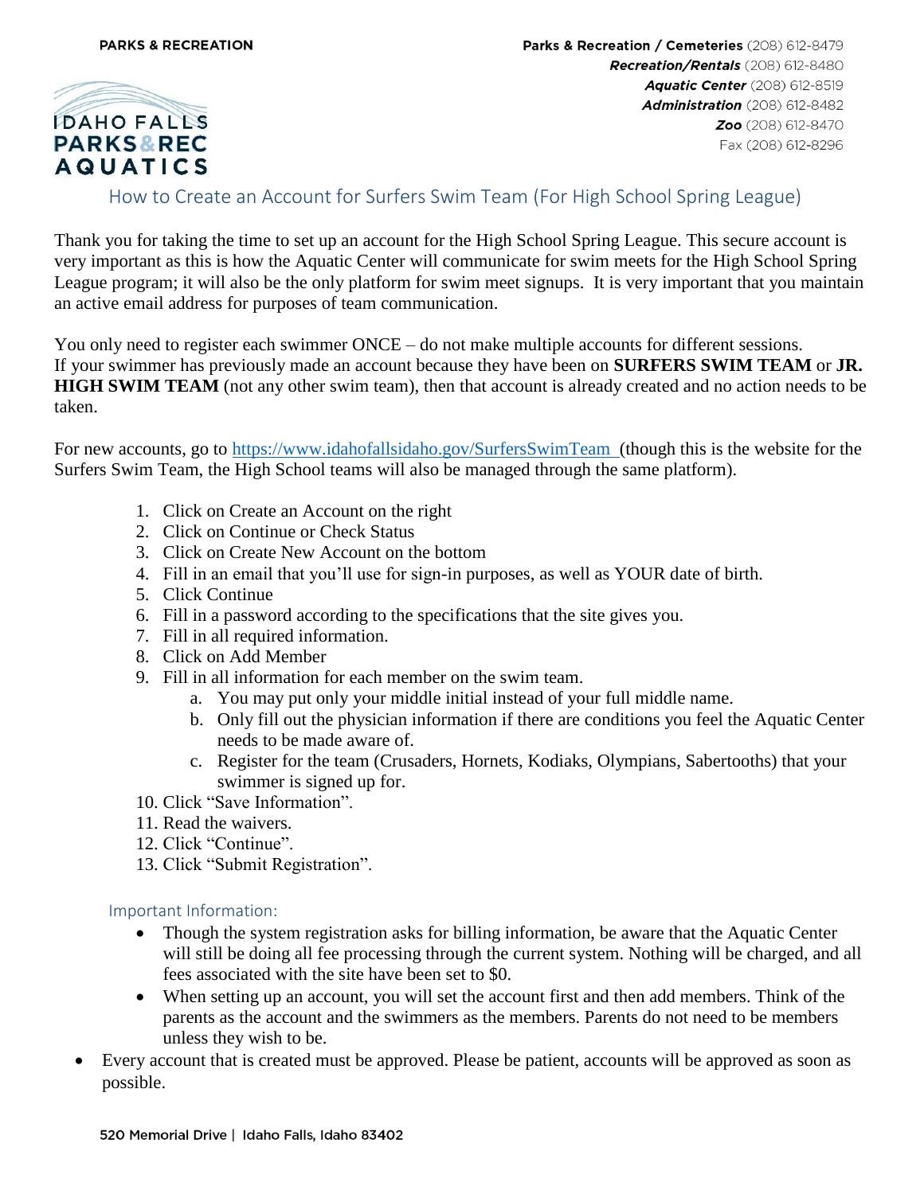PARKS & RECREATION

**Parks & Recreation / Cemeteries** (208) 612-8479
***Recreation/Rentals*** (208) 612-8480
***Aquatic Center*** (208) 612-8519
***Administration*** (208) 612-8482
***Zoo*** (208) 612-8470
Fax (208) 612-8296

IDAHO FALLS PARKS & REC AQUATICS

## How to Create an Account for Surfers Swim Team (For High School Spring League)

Thank you for taking the time to set up an account for the High School Spring League. This secure account is very important as this is how the Aquatic Center will communicate for swim meets for the High School Spring League program; it will also be the only platform for swim meet signups. It is very important that you maintain an active email address for purposes of team communication.

You only need to register each swimmer ONCE – do not make multiple accounts for different sessions. If your swimmer has previously made an account because they have been on **SURFERS SWIM TEAM** or **JR. HIGH SWIM TEAM** (not any other swim team), then that account is already created and no action needs to be taken.

For new accounts, go to [https://www.idahofallsidaho.gov/SurfersSwimTeam](https://www.idahofallsidaho.gov/SurfersSwimTeam) (though this is the website for the Surfers Swim Team, the High School teams will also be managed through the same platform).

1. Click on Create an Account on the right
2. Click on Continue or Check Status
3. Click on Create New Account on the bottom
4. Fill in an email that you'll use for sign-in purposes, as well as YOUR date of birth.
5. Click Continue
6. Fill in a password according to the specifications that the site gives you.
7. Fill in all required information.
8. Click on Add Member
9. Fill in all information for each member on the swim team.
   a. You may put only your middle initial instead of your full middle name.
   b. Only fill out the physician information if there are conditions you feel the Aquatic Center needs to be made aware of.
   c. Register for the team (Crusaders, Hornets, Kodiaks, Olympians, Sabertooths) that your swimmer is signed up for.
10. Click "Save Information".
11. Read the waivers.
12. Click "Continue".
13. Click "Submit Registration".

### Important Information:

- Though the system registration asks for billing information, be aware that the Aquatic Center will still be doing all fee processing through the current system. Nothing will be charged, and all fees associated with the site have been set to $0.
- When setting up an account, you will set the account first and then add members. Think of the parents as the account and the swimmers as the members. Parents do not need to be members unless they wish to be.
- Every account that is created must be approved. Please be patient, accounts will be approved as soon as possible.

520 Memorial Drive | Idaho Falls, Idaho 83402